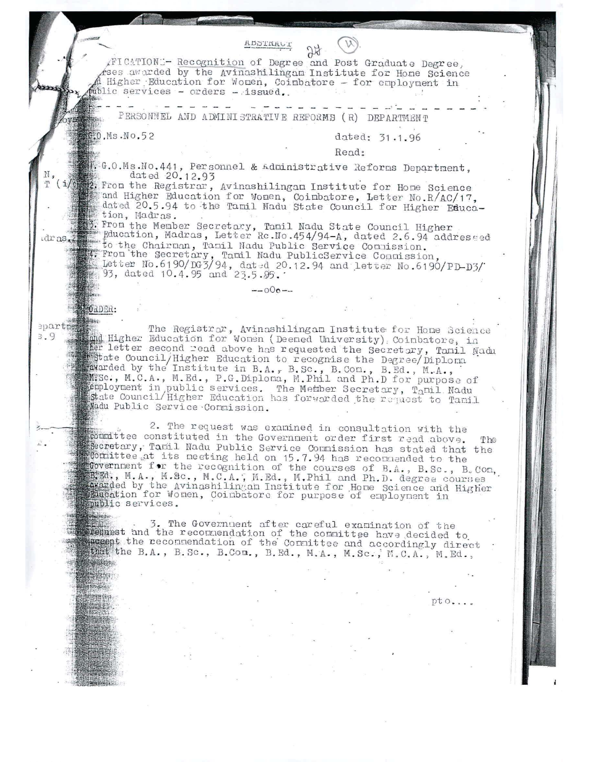ABSTRACT

FICATION:- Recognition of Degree and Post Graduate Degree, rses awarded by the Avinashilingam Institute for Home Science d Higher Education for Women, Coimbatore - for employment in public services - orders - issued.

- - - - - - - - - - - - - - - - - - - - - - - - - - - - - - -

PERSONNEL AND ADMINISTRATIVE REFORMS (R) DEPARTMENT

G.O.Ms.No.52 dated: 31.1.96

Read:

1. G.O.Ms.No.441, Personnel & Administrative Reforms Department, dated 20.12.93
2. From the Registrar, Avinashilingam Institute for Home Science and Higher Education for Women, Coimbatore, Letter No.R/AC/17, dated 20.5.94 to the Tamil Nadu State Council for Higher Education, Madras.
3. From the Member Secretary, Tamil Nadu State Council Higher Education, Madras, Letter Rc.No.454/94-A, dated 2.6.94 addressed to the Chairman, Tamil Nadu Public Service Commission.
4. From the Secretary, Tamil Nadu PublicService Commission, Letter No.6190/DG3/94, dated 20.12.94 and letter No.6190/PD-D3/93, dated 10.4.95 and 23.5.95.

--oOo--

ORDER:

The Registrar, Avinashilingam Institute for Home Science and Higher Education for Women (Deemed University), Coimbatore, in her letter second read above has requested the Secretary, Tamil Nadu State Council/Higher Education to recognise the Degree/Diploma awarded by the Institute in B.A., B.Sc., B.Com., B.Ed., M.A., M.Sc., M.C.A., M.Ed., P.G.Diploma, M.Phil and Ph.D for purpose of employment in public services. The Member Secretary, Tamil Nadu State Council/Higher Education has forwarded the request to Tamil Nadu Public Service Commission.

2. The request was examined in consultation with the committee constituted in the Government order first read above. The Secretary, Tamil Nadu Public Service Commission has stated that the Committee at its meeting held on 15.7.94 has recommended to the Government for the recognition of the courses of B.A., B.Sc., B.Com, B.Ed., M.A., M.Sc., M.C.A., M.Ed., M.Phil and Ph.D. degree courses awarded by the Avinashilingam Institute for Home Science and Higher Education for Women, Coimbatore for purpose of employment in public services.

3. The Government after careful examination of the request and the recommendation of the committee have decided to accept the recommendation of the Committee and accordingly direct that the B.A., B.Sc., B.Com., B.Ed., M.A., M.Sc., M.C.A., M.Ed.,

pto....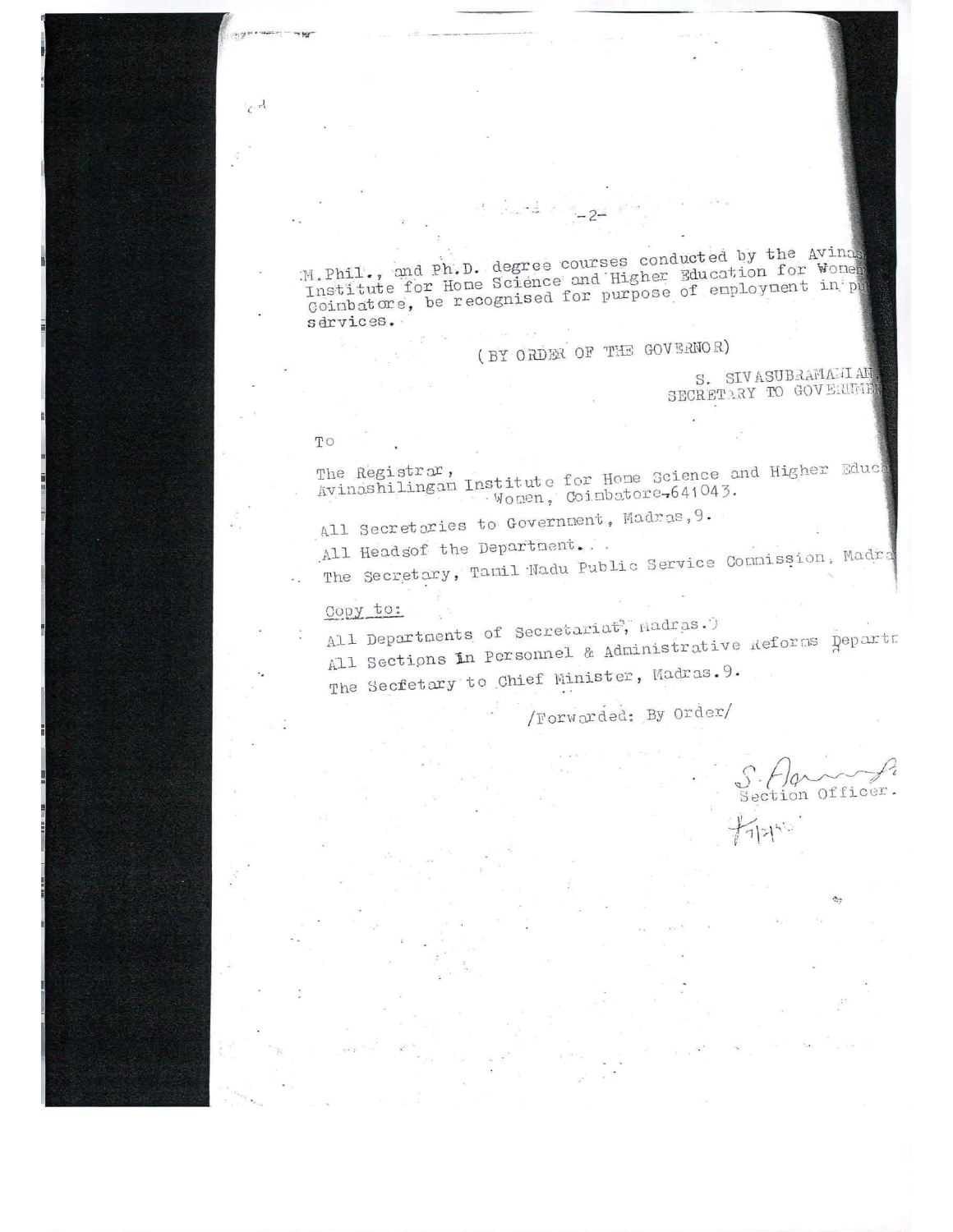M.Phil., and Ph.D. degree courses conducted by the Avinashilingam Institute for Home Science and Higher Education for Women, Coimbatore, be recognised for purpose of employment in public services.

(BY ORDER OF THE GOVERNOR)

S. SIVASUBRAMANIAM,
SECRETARY TO GOVERNMENT

To

The Registrar,
Avinashilingam Institute for Home Science and Higher Education for Women, Coimbatore-641043.

All Secretaries to Government, Madras,9.

All Headsof the Department.

The Secretary, Tamil Nadu Public Service Commission, Madras

Copy to:

All Departments of Secretariat, Madras.

All Sections in Personnel & Administrative Reforms Department

The Secfetary to Chief Minister, Madras.9.

/Forwarded: By Order/

Section Officer.